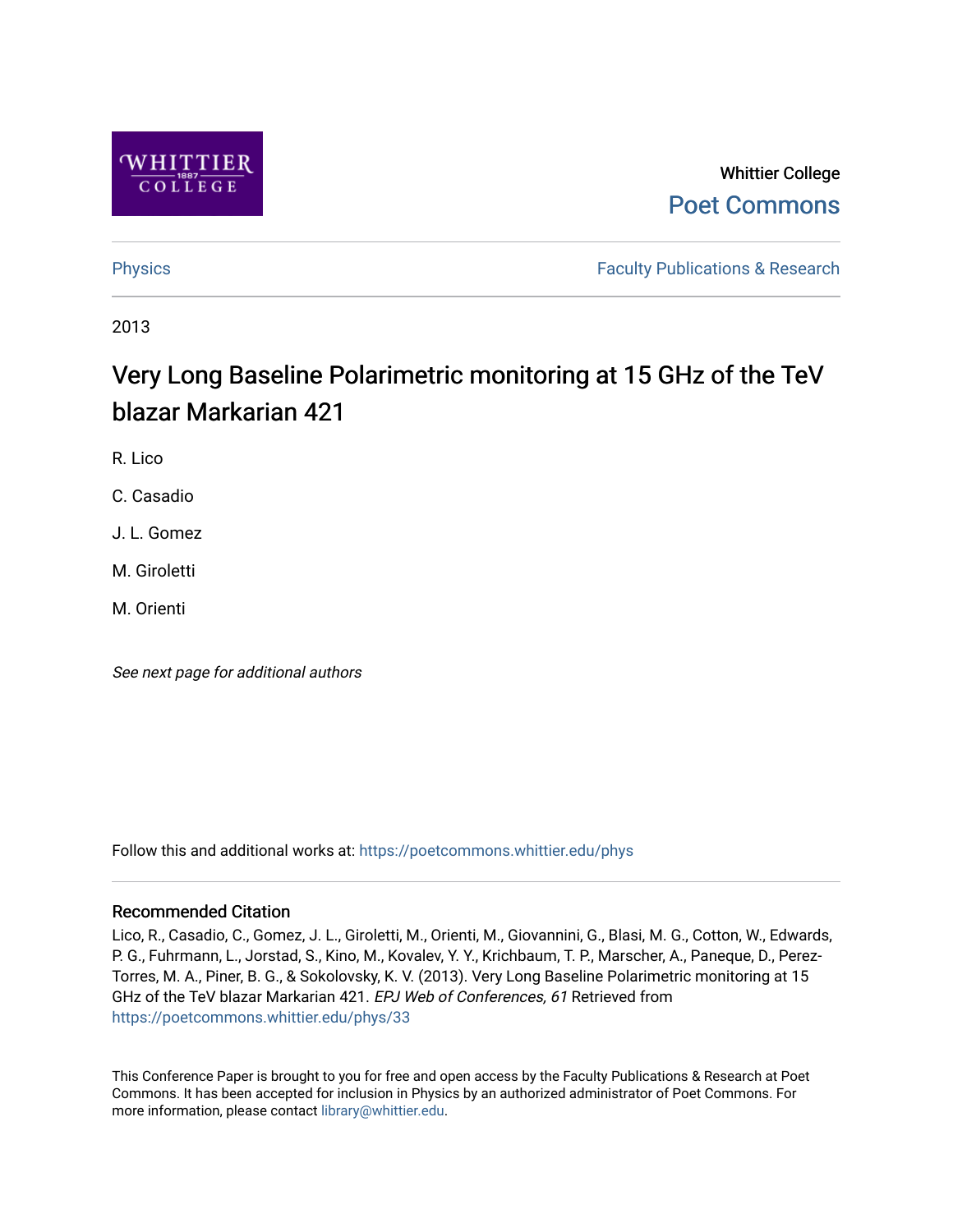Whittier College

Poet Commons

Physics

Faculty Publications & Research

2013

# Very Long Baseline Polarimetric monitoring at 15 GHz of the TeV blazar Markarian 421

R. Lico

C. Casadio

J. L. Gomez

M. Giroletti

M. Orienti

*See next page for additional authors*

Follow this and additional works at: https://poetcommons.whittier.edu/phys

## Recommended Citation

Lico, R., Casadio, C., Gomez, J. L., Giroletti, M., Orienti, M., Giovannini, G., Blasi, M. G., Cotton, W., Edwards, P. G., Fuhrmann, L., Jorstad, S., Kino, M., Kovalev, Y. Y., Krichbaum, T. P., Marscher, A., Paneque, D., Perez-Torres, M. A., Piner, B. G., & Sokolovsky, K. V. (2013). Very Long Baseline Polarimetric monitoring at 15 GHz of the TeV blazar Markarian 421. *EPJ Web of Conferences, 61* Retrieved from https://poetcommons.whittier.edu/phys/33

This Conference Paper is brought to you for free and open access by the Faculty Publications & Research at Poet Commons. It has been accepted for inclusion in Physics by an authorized administrator of Poet Commons. For more information, please contact library@whittier.edu.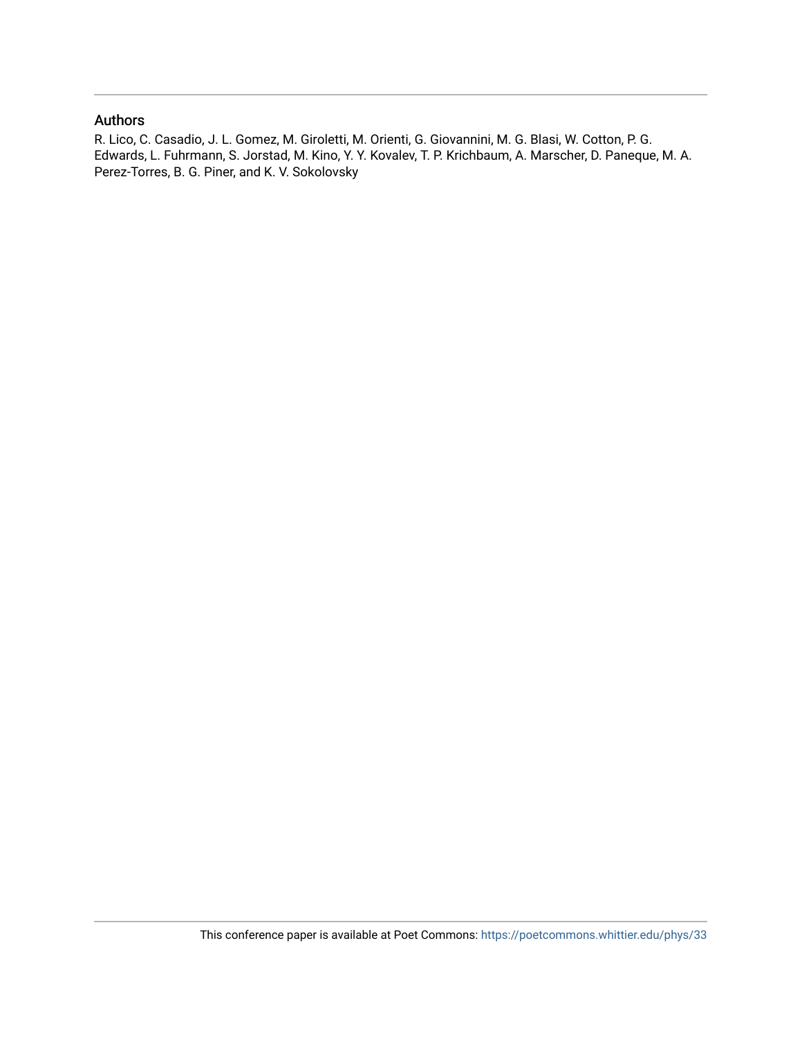## Authors

R. Lico, C. Casadio, J. L. Gomez, M. Giroletti, M. Orienti, G. Giovannini, M. G. Blasi, W. Cotton, P. G. Edwards, L. Fuhrmann, S. Jorstad, M. Kino, Y. Y. Kovalev, T. P. Krichbaum, A. Marscher, D. Paneque, M. A. Perez-Torres, B. G. Piner, and K. V. Sokolovsky

This conference paper is available at Poet Commons: https://poetcommons.whittier.edu/phys/33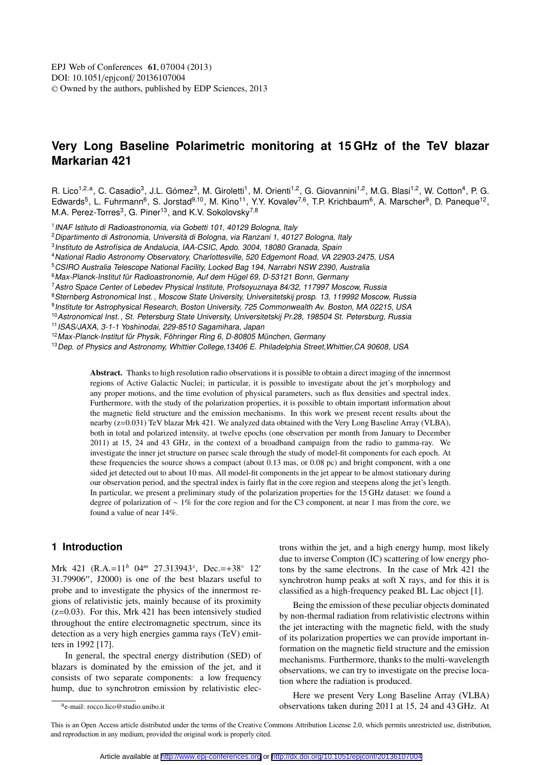# Very Long Baseline Polarimetric monitoring at 15 GHz of the TeV blazar Markarian 421

R. Lico[1,2,a], C. Casadio[3], J.L. Gómez[3], M. Giroletti[1], M. Orienti[1,2], G. Giovannini[1,2], M.G. Blasi[1,2], W. Cotton[4], P. G. Edwards[5], L. Fuhrmann[6], S. Jorstad[9,10], M. Kino[11], Y.Y. Kovalev[7,6], T.P. Krichbaum[6], A. Marscher[9], D. Paneque[12], M.A. Perez-Torres[3], G. Piner[13], and K.V. Sokolovsky[7,8]

[1] *INAF Istituto di Radioastronomia, via Gobetti 101, 40129 Bologna, Italy*
[2] *Dipartimento di Astronomia, Università di Bologna, via Ranzani 1, 40127 Bologna, Italy*
[3] *Instituto de Astrofísica de Andalucia, IAA-CSIC, Apdo. 3004, 18080 Granada, Spain*
[4] *National Radio Astronomy Observatory, Charlottesville, 520 Edgemont Road, VA 22903-2475, USA*
[5] *CSIRO Australia Telescope National Facility, Locked Bag 194, Narrabri NSW 2390, Australia*
[6] *Max-Planck-Institut für Radioastronomie, Auf dem Hügel 69, D-53121 Bonn, Germany*
[7] *Astro Space Center of Lebedev Physical Institute, Profsoyuznaya 84/32, 117997 Moscow, Russia*
[8] *Sternberg Astronomical Inst., Moscow State University, Universitetskij prosp. 13, 119992 Moscow, Russia*
[9] *Institute for Astrophysical Research, Boston University, 725 Commonwealth Av. Boston, MA 02215, USA*
[10] *Astronomical Inst., St. Petersburg State University, Universitetskij Pr.28, 198504 St. Petersburg, Russia*
[11] *ISAS/JAXA, 3-1-1 Yoshinodai, 229-8510 Sagamihara, Japan*
[12] *Max-Planck-Institut für Physik, Föhringer Ring 6, D-80805 München, Germany*
[13] *Dep. of Physics and Astronomy, Whittier College,13406 E. Philadelphia Street,Whittier,CA 90608, USA*

**Abstract.** Thanks to high resolution radio observations it is possible to obtain a direct imaging of the innermost regions of Active Galactic Nuclei; in particular, it is possible to investigate about the jet's morphology and any proper motions, and the time evolution of physical parameters, such as flux densities and spectral index. Furthermore, with the study of the polarization properties, it is possible to obtain important information about the magnetic field structure and the emission mechanisms. In this work we present recent results about the nearby (z=0.031) TeV blazar Mrk 421. We analyzed data obtained with the Very Long Baseline Array (VLBA), both in total and polarized intensity, at twelve epochs (one observation per month from January to December 2011) at 15, 24 and 43 GHz, in the context of a broadband campaign from the radio to gamma-ray. We investigate the inner jet structure on parsec scale through the study of model-fit components for each epoch. At these frequencies the source shows a compact (about 0.13 mas, or 0.08 pc) and bright component, with a one sided jet detected out to about 10 mas. All model-fit components in the jet appear to be almost stationary during our observation period, and the spectral index is fairly flat in the core region and steepens along the jet's length. In particular, we present a preliminary study of the polarization properties for the 15 GHz dataset: we found a degree of polarization of $\sim 1\%$ for the core region and for the C3 component, at near 1 mas from the core, we found a value of near 14%.

## 1 Introduction

Mrk 421 (R.A.=$11^h\ 04^m\ 27.313943^s$, Dec.=$+38^\circ\ 12'\ 31.79906''$, J2000) is one of the best blazars useful to probe and to investigate the physics of the innermost regions of relativistic jets, mainly because of its proximity (z=0.03). For this, Mrk 421 has been intensively studied throughout the entire electromagnetic spectrum, since its detection as a very high energies gamma rays (TeV) emitters in 1992 [17].

In general, the spectral energy distribution (SED) of blazars is dominated by the emission of the jet, and it consists of two separate components: a low frequency hump, due to synchrotron emission by relativistic electrons within the jet, and a high energy hump, most likely due to inverse Compton (IC) scattering of low energy photons by the same electrons. In the case of Mrk 421 the synchrotron hump peaks at soft X rays, and for this it is classified as a high-frequency peaked BL Lac object [1].

Being the emission of these peculiar objects dominated by non-thermal radiation from relativistic electrons within the jet interacting with the magnetic field, with the study of its polarization properties we can provide important information on the magnetic field structure and the emission mechanisms. Furthermore, thanks to the multi-wavelength observations, we can try to investigate on the precise location where the radiation is produced.

Here we present Very Long Baseline Array (VLBA) observations taken during 2011 at 15, 24 and 43 GHz. At

[a] e-mail: rocco.lico@studio.unibo.it

This is an Open Access article distributed under the terms of the Creative Commons Attribution License 2.0, which permits unrestricted use, distribution, and reproduction in any medium, provided the original work is properly cited.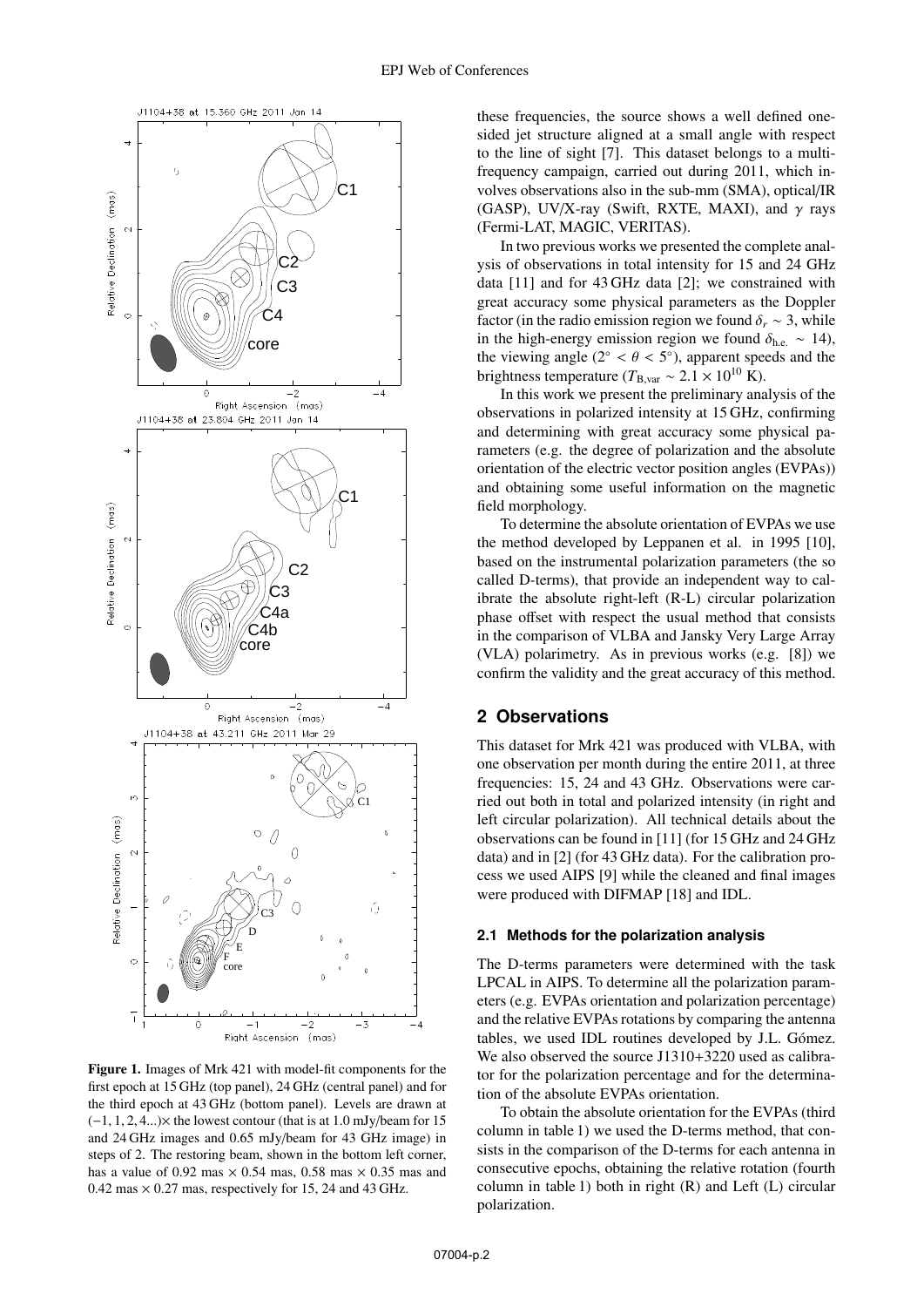Figure 1. Images of Mrk 421 with model-fit components for the first epoch at 15 GHz (top panel), 24 GHz (central panel) and for the third epoch at 43 GHz (bottom panel). Levels are drawn at $(-1, 1, 2, 4...)\times$ the lowest contour (that is at 1.0 mJy/beam for 15 and 24 GHz images and 0.65 mJy/beam for 43 GHz image) in steps of 2. The restoring beam, shown in the bottom left corner, has a value of 0.92 mas $\times$ 0.54 mas, 0.58 mas $\times$ 0.35 mas and 0.42 mas $\times$ 0.27 mas, respectively for 15, 24 and 43 GHz.

these frequencies, the source shows a well defined one-sided jet structure aligned at a small angle with respect to the line of sight [7]. This dataset belongs to a multi-frequency campaign, carried out during 2011, which involves observations also in the sub-mm (SMA), optical/IR (GASP), UV/X-ray (Swift, RXTE, MAXI), and $\gamma$ rays (Fermi-LAT, MAGIC, VERITAS).

In two previous works we presented the complete analysis of observations in total intensity for 15 and 24 GHz data [11] and for 43 GHz data [2]; we constrained with great accuracy some physical parameters as the Doppler factor (in the radio emission region we found $\delta_r \sim 3$, while in the high-energy emission region we found $\delta_{\rm h.e.} \sim 14$), the viewing angle ($2^\circ < \theta < 5^\circ$), apparent speeds and the brightness temperature ($T_{\rm B,var} \sim 2.1 \times 10^{10}$ K).

In this work we present the preliminary analysis of the observations in polarized intensity at 15 GHz, confirming and determining with great accuracy some physical parameters (e.g. the degree of polarization and the absolute orientation of the electric vector position angles (EVPAs)) and obtaining some useful information on the magnetic field morphology.

To determine the absolute orientation of EVPAs we use the method developed by Leppanen et al. in 1995 [10], based on the instrumental polarization parameters (the so called D-terms), that provide an independent way to calibrate the absolute right-left (R-L) circular polarization phase offset with respect the usual method that consists in the comparison of VLBA and Jansky Very Large Array (VLA) polarimetry. As in previous works (e.g. [8]) we confirm the validity and the great accuracy of this method.

## 2 Observations

This dataset for Mrk 421 was produced with VLBA, with one observation per month during the entire 2011, at three frequencies: 15, 24 and 43 GHz. Observations were carried out both in total and polarized intensity (in right and left circular polarization). All technical details about the observations can be found in [11] (for 15 GHz and 24 GHz data) and in [2] (for 43 GHz data). For the calibration process we used AIPS [9] while the cleaned and final images were produced with DIFMAP [18] and IDL.

### 2.1 Methods for the polarization analysis

The D-terms parameters were determined with the task LPCAL in AIPS. To determine all the polarization parameters (e.g. EVPAs orientation and polarization percentage) and the relative EVPAs rotations by comparing the antenna tables, we used IDL routines developed by J.L. Gómez. We also observed the source J1310+3220 used as calibrator for the polarization percentage and for the determination of the absolute EVPAs orientation.

To obtain the absolute orientation for the EVPAs (third column in table 1) we used the D-terms method, that consists in the comparison of the D-terms for each antenna in consecutive epochs, obtaining the relative rotation (fourth column in table 1) both in right (R) and Left (L) circular polarization.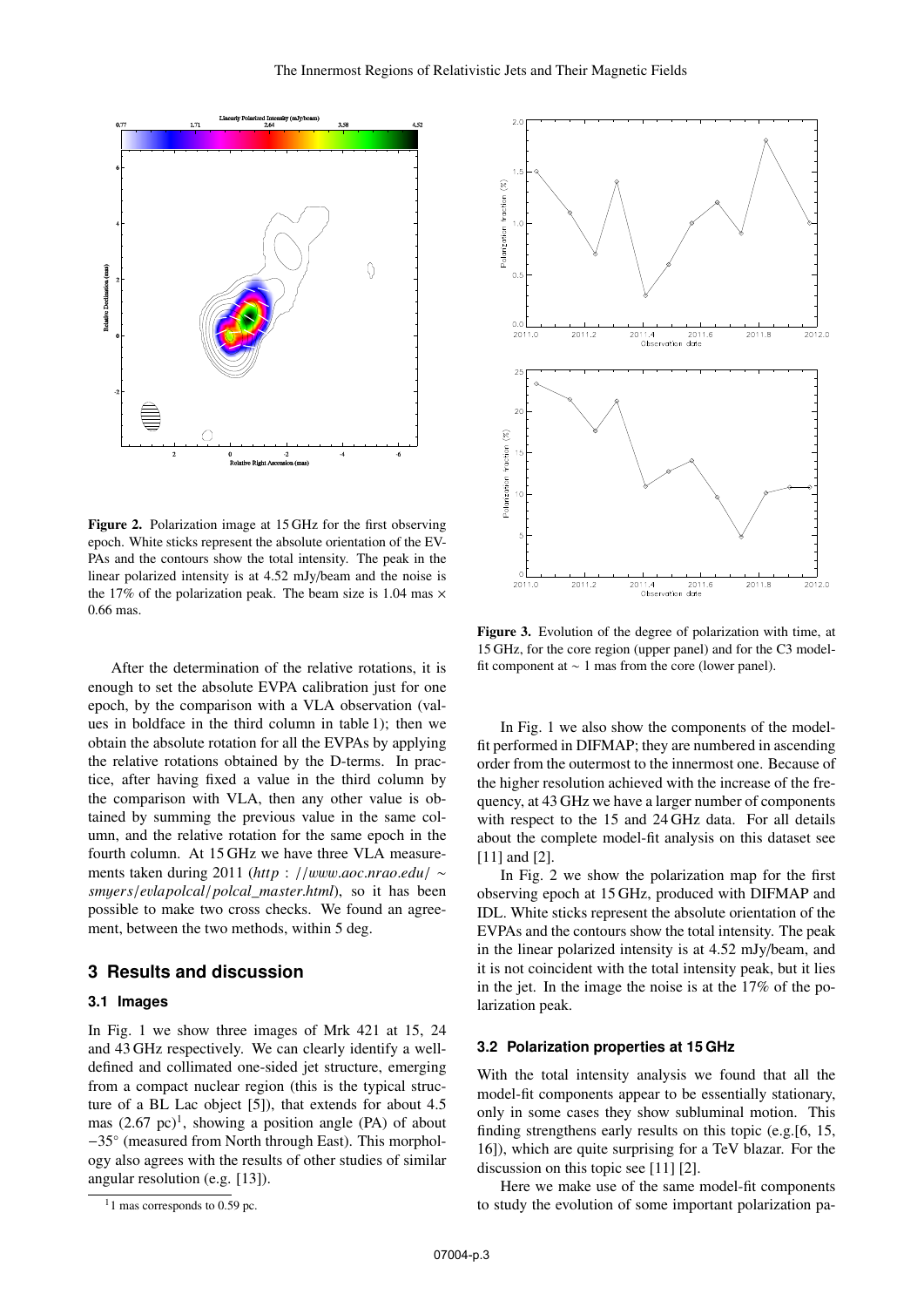**Figure 2.** Polarization image at 15 GHz for the first observing epoch. White sticks represent the absolute orientation of the EVPAs and the contours show the total intensity. The peak in the linear polarized intensity is at 4.52 mJy/beam and the noise is the 17% of the polarization peak. The beam size is 1.04 mas × 0.66 mas.

**Figure 3.** Evolution of the degree of polarization with time, at 15 GHz, for the core region (upper panel) and for the C3 model-fit component at ∼ 1 mas from the core (lower panel).

After the determination of the relative rotations, it is enough to set the absolute EVPA calibration just for one epoch, by the comparison with a VLA observation (values in boldface in the third column in table 1); then we obtain the absolute rotation for all the EVPAs by applying the relative rotations obtained by the D-terms. In practice, after having fixed a value in the third column by the comparison with VLA, then any other value is obtained by summing the previous value in the same column, and the relative rotation for the same epoch in the fourth column. At 15 GHz we have three VLA measurements taken during 2011 (*http : //www.aoc.nrao.edu/ ∼ smyers/evlapolcal/polcal_master.html*), so it has been possible to make two cross checks. We found an agreement, between the two methods, within 5 deg.

## 3 Results and discussion

### 3.1 Images

In Fig. 1 we show three images of Mrk 421 at 15, 24 and 43 GHz respectively. We can clearly identify a well-defined and collimated one-sided jet structure, emerging from a compact nuclear region (this is the typical structure of a BL Lac object [5]), that extends for about 4.5 mas (2.67 pc)[1], showing a position angle (PA) of about $-35^{\circ}$ (measured from North through East). This morphology also agrees with the results of other studies of similar angular resolution (e.g. [13]).

[1] 1 mas corresponds to 0.59 pc.

In Fig. 1 we also show the components of the model-fit performed in DIFMAP; they are numbered in ascending order from the outermost to the innermost one. Because of the higher resolution achieved with the increase of the frequency, at 43 GHz we have a larger number of components with respect to the 15 and 24 GHz data. For all details about the complete model-fit analysis on this dataset see [11] and [2].

In Fig. 2 we show the polarization map for the first observing epoch at 15 GHz, produced with DIFMAP and IDL. White sticks represent the absolute orientation of the EVPAs and the contours show the total intensity. The peak in the linear polarized intensity is at 4.52 mJy/beam, and it is not coincident with the total intensity peak, but it lies in the jet. In the image the noise is at the 17% of the polarization peak.

### 3.2 Polarization properties at 15 GHz

With the total intensity analysis we found that all the model-fit components appear to be essentially stationary, only in some cases they show subluminal motion. This finding strengthens early results on this topic (e.g.[6, 15, 16]), which are quite surprising for a TeV blazar. For the discussion on this topic see [11] [2].

Here we make use of the same model-fit components to study the evolution of some important polarization pa-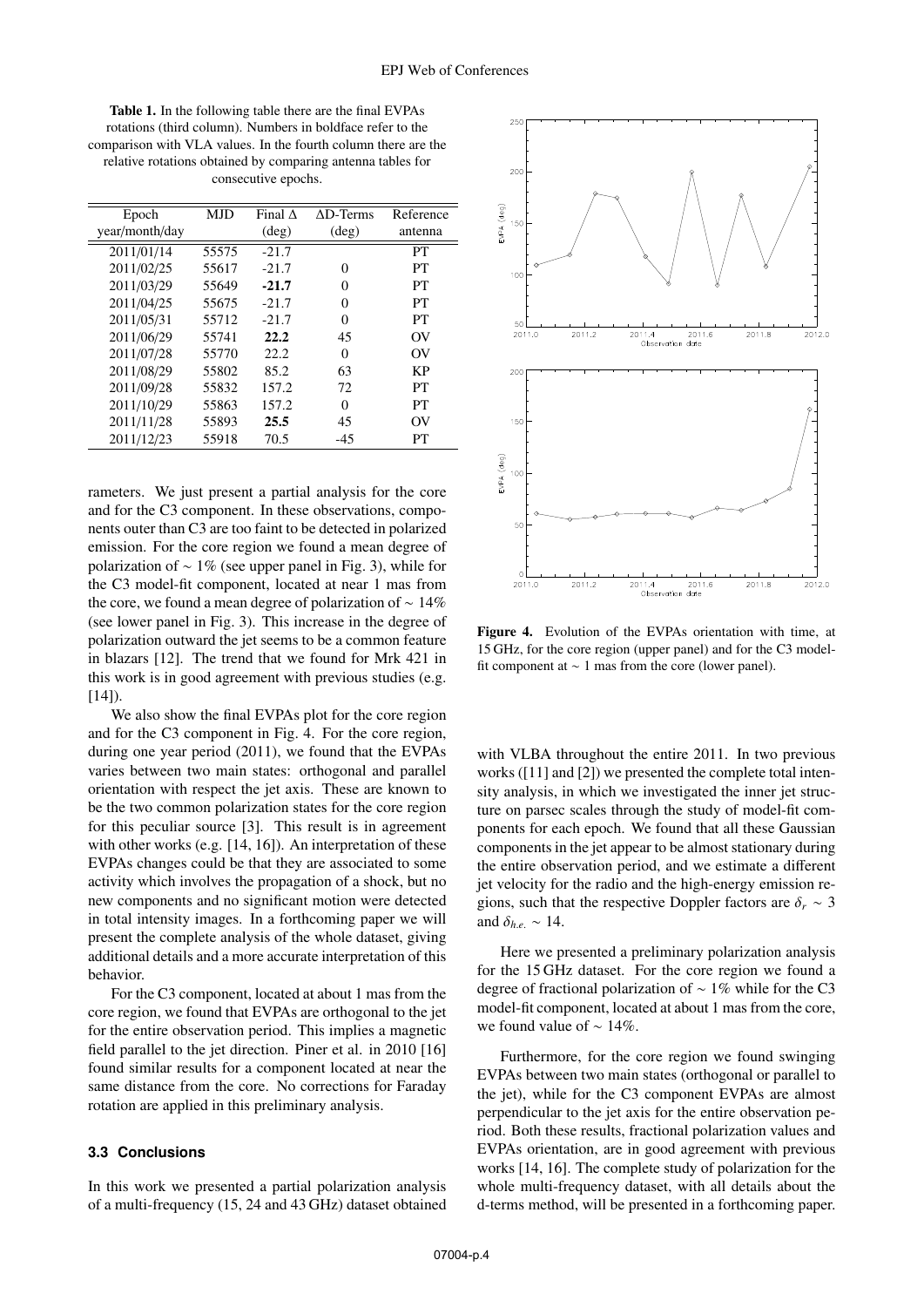**Table 1.** In the following table there are the final EVPAs rotations (third column). Numbers in boldface refer to the comparison with VLA values. In the fourth column there are the relative rotations obtained by comparing antenna tables for consecutive epochs.

| Epoch year/month/day | MJD | Final Δ (deg) | ΔD-Terms (deg) | Reference antenna |
|---|---|---|---|---|
| 2011/01/14 | 55575 | -21.7 | | PT |
| 2011/02/25 | 55617 | -21.7 | 0 | PT |
| 2011/03/29 | 55649 | **-21.7** | 0 | PT |
| 2011/04/25 | 55675 | -21.7 | 0 | PT |
| 2011/05/31 | 55712 | -21.7 | 0 | PT |
| 2011/06/29 | 55741 | **22.2** | 45 | OV |
| 2011/07/28 | 55770 | 22.2 | 0 | OV |
| 2011/08/29 | 55802 | 85.2 | 63 | KP |
| 2011/09/28 | 55832 | 157.2 | 72 | PT |
| 2011/10/29 | 55863 | 157.2 | 0 | PT |
| 2011/11/28 | 55893 | **25.5** | 45 | OV |
| 2011/12/23 | 55918 | 70.5 | -45 | PT |

rameters. We just present a partial analysis for the core and for the C3 component. In these observations, components outer than C3 are too faint to be detected in polarized emission. For the core region we found a mean degree of polarization of ∼ 1% (see upper panel in Fig. 3), while for the C3 model-fit component, located at near 1 mas from the core, we found a mean degree of polarization of ∼ 14% (see lower panel in Fig. 3). This increase in the degree of polarization outward the jet seems to be a common feature in blazars [12]. The trend that we found for Mrk 421 in this work is in good agreement with previous studies (e.g. [14]).

We also show the final EVPAs plot for the core region and for the C3 component in Fig. 4. For the core region, during one year period (2011), we found that the EVPAs varies between two main states: orthogonal and parallel orientation with respect the jet axis. These are known to be the two common polarization states for the core region for this peculiar source [3]. This result is in agreement with other works (e.g. [14, 16]). An interpretation of these EVPAs changes could be that they are associated to some activity which involves the propagation of a shock, but no new components and no significant motion were detected in total intensity images. In a forthcoming paper we will present the complete analysis of the whole dataset, giving additional details and a more accurate interpretation of this behavior.

For the C3 component, located at about 1 mas from the core region, we found that EVPAs are orthogonal to the jet for the entire observation period. This implies a magnetic field parallel to the jet direction. Piner et al. in 2010 [16] found similar results for a component located at near the same distance from the core. No corrections for Faraday rotation are applied in this preliminary analysis.

Figure 4. Evolution of the EVPAs orientation with time, at 15 GHz, for the core region (upper panel) and for the C3 model-fit component at ∼ 1 mas from the core (lower panel).

### 3.3 Conclusions

In this work we presented a partial polarization analysis of a multi-frequency (15, 24 and 43 GHz) dataset obtained with VLBA throughout the entire 2011. In two previous works ([11] and [2]) we presented the complete total intensity analysis, in which we investigated the inner jet structure on parsec scales through the study of model-fit components for each epoch. We found that all these Gaussian components in the jet appear to be almost stationary during the entire observation period, and we estimate a different jet velocity for the radio and the high-energy emission regions, such that the respective Doppler factors are $\delta_r \sim 3$ and $\delta_{h.e.} \sim 14$.

Here we presented a preliminary polarization analysis for the 15 GHz dataset. For the core region we found a degree of fractional polarization of ∼ 1% while for the C3 model-fit component, located at about 1 mas from the core, we found value of ∼ 14%.

Furthermore, for the core region we found swinging EVPAs between two main states (orthogonal or parallel to the jet), while for the C3 component EVPAs are almost perpendicular to the jet axis for the entire observation period. Both these results, fractional polarization values and EVPAs orientation, are in good agreement with previous works [14, 16]. The complete study of polarization for the whole multi-frequency dataset, with all details about the d-terms method, will be presented in a forthcoming paper.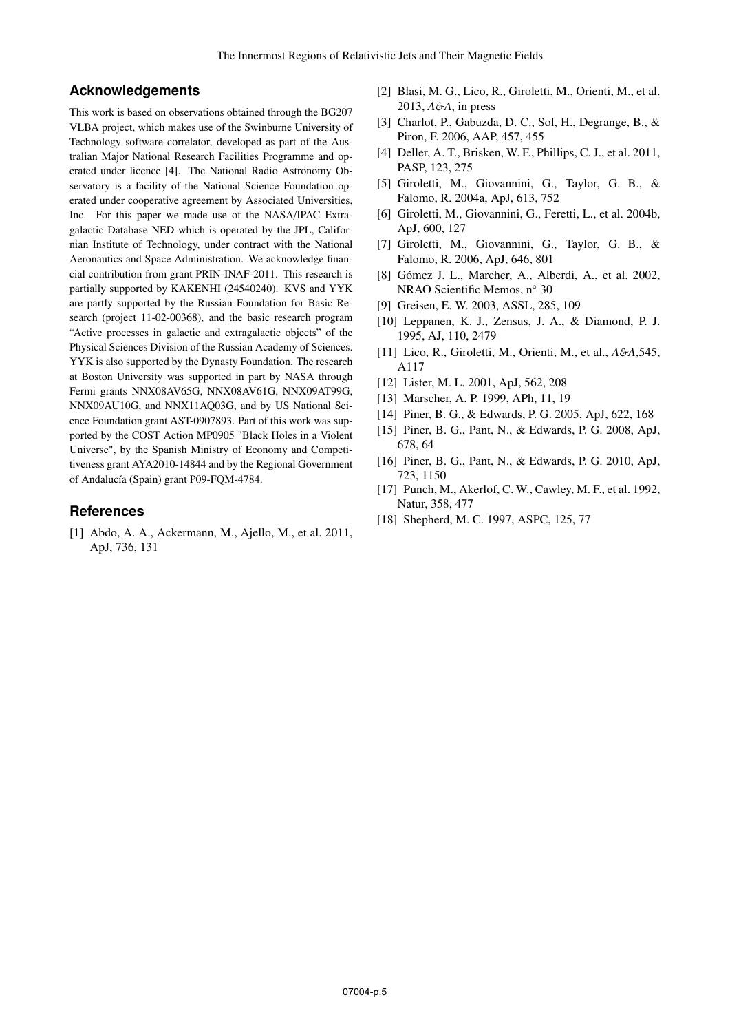## Acknowledgements

This work is based on observations obtained through the BG207 VLBA project, which makes use of the Swinburne University of Technology software correlator, developed as part of the Australian Major National Research Facilities Programme and operated under licence [4]. The National Radio Astronomy Observatory is a facility of the National Science Foundation operated under cooperative agreement by Associated Universities, Inc. For this paper we made use of the NASA/IPAC Extragalactic Database NED which is operated by the JPL, Californian Institute of Technology, under contract with the National Aeronautics and Space Administration. We acknowledge financial contribution from grant PRIN-INAF-2011. This research is partially supported by KAKENHI (24540240). KVS and YYK are partly supported by the Russian Foundation for Basic Research (project 11-02-00368), and the basic research program "Active processes in galactic and extragalactic objects" of the Physical Sciences Division of the Russian Academy of Sciences. YYK is also supported by the Dynasty Foundation. The research at Boston University was supported in part by NASA through Fermi grants NNX08AV65G, NNX08AV61G, NNX09AT99G, NNX09AU10G, and NNX11AQ03G, and by US National Science Foundation grant AST-0907893. Part of this work was supported by the COST Action MP0905 "Black Holes in a Violent Universe", by the Spanish Ministry of Economy and Competitiveness grant AYA2010-14844 and by the Regional Government of Andalucía (Spain) grant P09-FQM-4784.

## References

[1] Abdo, A. A., Ackermann, M., Ajello, M., et al. 2011, ApJ, 736, 131

[2] Blasi, M. G., Lico, R., Giroletti, M., Orienti, M., et al. 2013, *A&A*, in press

[3] Charlot, P., Gabuzda, D. C., Sol, H., Degrange, B., & Piron, F. 2006, AAP, 457, 455

[4] Deller, A. T., Brisken, W. F., Phillips, C. J., et al. 2011, PASP, 123, 275

[5] Giroletti, M., Giovannini, G., Taylor, G. B., & Falomo, R. 2004a, ApJ, 613, 752

[6] Giroletti, M., Giovannini, G., Feretti, L., et al. 2004b, ApJ, 600, 127

[7] Giroletti, M., Giovannini, G., Taylor, G. B., & Falomo, R. 2006, ApJ, 646, 801

[8] Gómez J. L., Marcher, A., Alberdi, A., et al. 2002, NRAO Scientific Memos, n° 30

[9] Greisen, E. W. 2003, ASSL, 285, 109

[10] Leppanen, K. J., Zensus, J. A., & Diamond, P. J. 1995, AJ, 110, 2479

[11] Lico, R., Giroletti, M., Orienti, M., et al., *A&A*,545, A117

[12] Lister, M. L. 2001, ApJ, 562, 208

[13] Marscher, A. P. 1999, APh, 11, 19

[14] Piner, B. G., & Edwards, P. G. 2005, ApJ, 622, 168

[15] Piner, B. G., Pant, N., & Edwards, P. G. 2008, ApJ, 678, 64

[16] Piner, B. G., Pant, N., & Edwards, P. G. 2010, ApJ, 723, 1150

[17] Punch, M., Akerlof, C. W., Cawley, M. F., et al. 1992, Natur, 358, 477

[18] Shepherd, M. C. 1997, ASPC, 125, 77